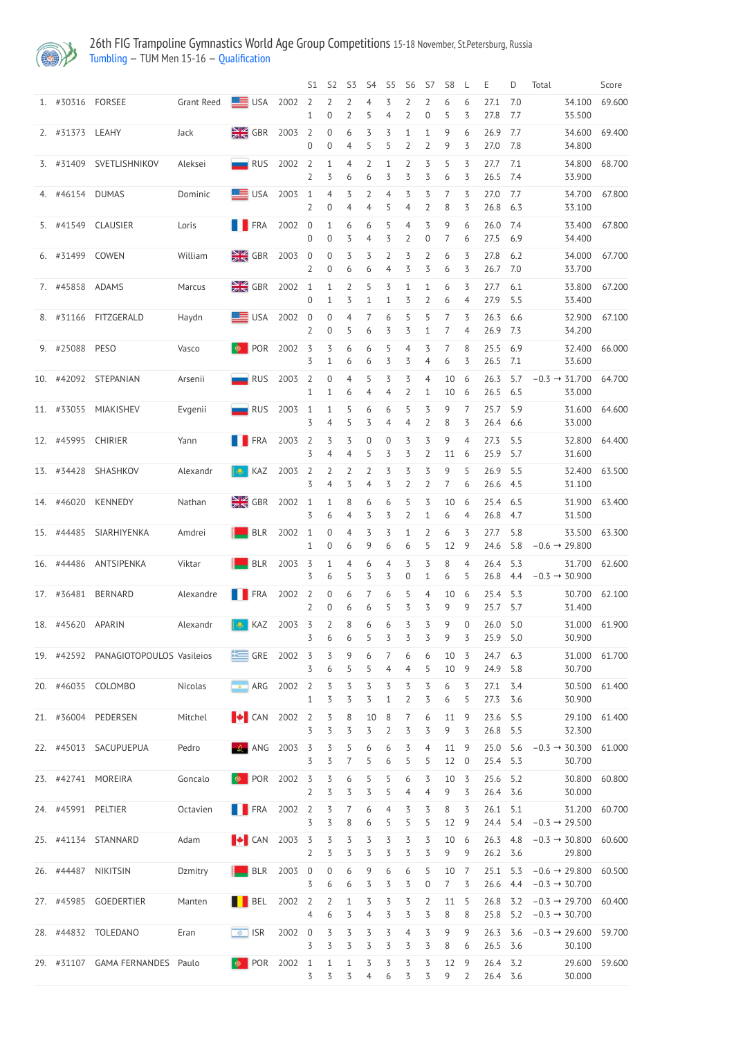# 26th FIG Trampoline Gymnastics World Age Group Competitions 15-18 November, St.Petersburg, Russia

Tumbling – TUM Men 15-16 – Qualification

| | | | | | | S1 | S2 | S3 | S4 | S5 | S6 | S7 | S8 | L | E | D | Total | Score |
|---|---|---|---|---|---|---|---|---|---|---|---|---|---|---|---|---|---|---|
| 1. | #30316 | FORSEE | Grant Reed | USA | 2002 | 2 | 2 | 2 | 4 | 3 | 2 | 2 | 6 | 6 | 27.1 | 7.0 | 34.100 | 69.600 |
| | | | | | | 1 | 0 | 2 | 5 | 4 | 2 | 0 | 5 | 3 | 27.8 | 7.7 | 35.500 | |
| 2. | #31373 | LEAHY | Jack | GBR | 2003 | 2 | 0 | 6 | 3 | 3 | 1 | 1 | 9 | 6 | 26.9 | 7.7 | 34.600 | 69.400 |
| | | | | | | 0 | 0 | 4 | 5 | 5 | 2 | 2 | 9 | 3 | 27.0 | 7.8 | 34.800 | |
| 3. | #31409 | SVETLISHNIKOV | Aleksei | RUS | 2002 | 2 | 1 | 4 | 2 | 1 | 2 | 3 | 5 | 3 | 27.7 | 7.1 | 34.800 | 68.700 |
| | | | | | | 2 | 3 | 6 | 6 | 3 | 3 | 3 | 6 | 3 | 26.5 | 7.4 | 33.900 | |
| 4. | #46154 | DUMAS | Dominic | USA | 2003 | 1 | 4 | 3 | 2 | 4 | 3 | 3 | 7 | 3 | 27.0 | 7.7 | 34.700 | 67.800 |
| | | | | | | 2 | 0 | 4 | 4 | 5 | 4 | 2 | 8 | 3 | 26.8 | 6.3 | 33.100 | |
| 5. | #41549 | CLAUSIER | Loris | FRA | 2002 | 0 | 1 | 6 | 6 | 5 | 4 | 3 | 9 | 6 | 26.0 | 7.4 | 33.400 | 67.800 |
| | | | | | | 0 | 0 | 3 | 4 | 3 | 2 | 0 | 7 | 6 | 27.5 | 6.9 | 34.400 | |
| 6. | #31499 | COWEN | William | GBR | 2003 | 0 | 0 | 3 | 3 | 2 | 3 | 2 | 6 | 3 | 27.8 | 6.2 | 34.000 | 67.700 |
| | | | | | | 2 | 0 | 6 | 6 | 4 | 3 | 3 | 6 | 3 | 26.7 | 7.0 | 33.700 | |
| 7. | #45858 | ADAMS | Marcus | GBR | 2002 | 1 | 1 | 2 | 5 | 3 | 1 | 1 | 6 | 3 | 27.7 | 6.1 | 33.800 | 67.200 |
| | | | | | | 0 | 1 | 3 | 1 | 1 | 3 | 2 | 6 | 4 | 27.9 | 5.5 | 33.400 | |
| 8. | #31166 | FITZGERALD | Haydn | USA | 2002 | 0 | 0 | 4 | 7 | 6 | 5 | 5 | 7 | 3 | 26.3 | 6.6 | 32.900 | 67.100 |
| | | | | | | 2 | 0 | 5 | 6 | 3 | 3 | 1 | 7 | 4 | 26.9 | 7.3 | 34.200 | |
| 9. | #25088 | PESO | Vasco | POR | 2002 | 3 | 3 | 6 | 6 | 5 | 4 | 3 | 7 | 8 | 25.5 | 6.9 | 32.400 | 66.000 |
| | | | | | | 3 | 1 | 6 | 6 | 3 | 3 | 4 | 6 | 3 | 26.5 | 7.1 | 33.600 | |
| 10. | #42092 | STEPANIAN | Arsenii | RUS | 2003 | 2 | 0 | 4 | 5 | 3 | 3 | 4 | 10 | 6 | 26.3 | 5.7 | −0.3 → 31.700 | 64.700 |
| | | | | | | 1 | 1 | 6 | 4 | 4 | 2 | 1 | 10 | 6 | 26.5 | 6.5 | 33.000 | |
| 11. | #33055 | MIAKISHEV | Evgenii | RUS | 2003 | 1 | 1 | 5 | 6 | 6 | 5 | 3 | 9 | 7 | 25.7 | 5.9 | 31.600 | 64.600 |
| | | | | | | 3 | 4 | 5 | 3 | 4 | 4 | 2 | 8 | 3 | 26.4 | 6.6 | 33.000 | |
| 12. | #45995 | CHIRIER | Yann | FRA | 2003 | 2 | 3 | 3 | 0 | 0 | 3 | 3 | 9 | 4 | 27.3 | 5.5 | 32.800 | 64.400 |
| | | | | | | 3 | 4 | 4 | 5 | 3 | 3 | 2 | 11 | 6 | 25.9 | 5.7 | 31.600 | |
| 13. | #34428 | SHASHKOV | Alexandr | KAZ | 2003 | 2 | 2 | 2 | 2 | 3 | 3 | 3 | 9 | 5 | 26.9 | 5.5 | 32.400 | 63.500 |
| | | | | | | 3 | 4 | 3 | 4 | 3 | 2 | 2 | 7 | 6 | 26.6 | 4.5 | 31.100 | |
| 14. | #46020 | KENNEDY | Nathan | GBR | 2002 | 1 | 1 | 8 | 6 | 6 | 5 | 3 | 10 | 6 | 25.4 | 6.5 | 31.900 | 63.400 |
| | | | | | | 3 | 6 | 4 | 3 | 3 | 2 | 1 | 6 | 4 | 26.8 | 4.7 | 31.500 | |
| 15. | #44485 | SIARHIYENKA | Amdrei | BLR | 2002 | 1 | 0 | 4 | 3 | 3 | 1 | 2 | 6 | 3 | 27.7 | 5.8 | 33.500 | 63.300 |
| | | | | | | 1 | 0 | 6 | 9 | 6 | 6 | 5 | 12 | 9 | 24.6 | 5.8 | −0.6 → 29.800 | |
| 16. | #44486 | ANTSIPENKA | Viktar | BLR | 2003 | 3 | 1 | 4 | 6 | 4 | 3 | 3 | 8 | 4 | 26.4 | 5.3 | 31.700 | 62.600 |
| | | | | | | 3 | 6 | 5 | 3 | 3 | 0 | 1 | 6 | 5 | 26.8 | 4.4 | −0.3 → 30.900 | |
| 17. | #36481 | BERNARD | Alexandre | FRA | 2002 | 2 | 0 | 6 | 7 | 6 | 5 | 4 | 10 | 6 | 25.4 | 5.3 | 30.700 | 62.100 |
| | | | | | | 2 | 0 | 6 | 6 | 5 | 3 | 3 | 9 | 9 | 25.7 | 5.7 | 31.400 | |
| 18. | #45620 | APARIN | Alexandr | KAZ | 2003 | 3 | 2 | 8 | 6 | 6 | 3 | 3 | 9 | 0 | 26.0 | 5.0 | 31.000 | 61.900 |
| | | | | | | 3 | 6 | 6 | 5 | 3 | 3 | 3 | 9 | 3 | 25.9 | 5.0 | 30.900 | |
| 19. | #42592 | PANAGIOTOPOULOS | Vasileios | GRE | 2002 | 3 | 3 | 9 | 6 | 7 | 6 | 6 | 10 | 3 | 24.7 | 6.3 | 31.000 | 61.700 |
| | | | | | | 3 | 6 | 5 | 5 | 4 | 4 | 5 | 10 | 9 | 24.9 | 5.8 | 30.700 | |
| 20. | #46035 | COLOMBO | Nicolas | ARG | 2002 | 2 | 3 | 3 | 3 | 3 | 3 | 3 | 6 | 3 | 27.1 | 3.4 | 30.500 | 61.400 |
| | | | | | | 1 | 3 | 3 | 3 | 1 | 2 | 3 | 6 | 5 | 27.3 | 3.6 | 30.900 | |
| 21. | #36004 | PEDERSEN | Mitchel | CAN | 2002 | 2 | 3 | 8 | 10 | 8 | 7 | 6 | 11 | 9 | 23.6 | 5.5 | 29.100 | 61.400 |
| | | | | | | 3 | 3 | 3 | 3 | 2 | 3 | 3 | 9 | 3 | 26.8 | 5.5 | 32.300 | |
| 22. | #45013 | SACUPUEPUA | Pedro | ANG | 2003 | 3 | 3 | 5 | 6 | 6 | 3 | 4 | 11 | 9 | 25.0 | 5.6 | −0.3 → 30.300 | 61.000 |
| | | | | | | 3 | 3 | 7 | 5 | 6 | 5 | 5 | 12 | 0 | 25.4 | 5.3 | 30.700 | |
| 23. | #42741 | MOREIRA | Goncalo | POR | 2002 | 3 | 3 | 6 | 5 | 5 | 6 | 3 | 10 | 3 | 25.6 | 5.2 | 30.800 | 60.800 |
| | | | | | | 2 | 3 | 3 | 3 | 5 | 4 | 4 | 9 | 3 | 26.4 | 3.6 | 30.000 | |
| 24. | #45991 | PELTIER | Octavien | FRA | 2002 | 2 | 3 | 7 | 6 | 4 | 3 | 3 | 8 | 3 | 26.1 | 5.1 | 31.200 | 60.700 |
| | | | | | | 3 | 3 | 8 | 6 | 5 | 5 | 5 | 12 | 9 | 24.4 | 5.4 | −0.3 → 29.500 | |
| 25. | #41134 | STANNARD | Adam | CAN | 2003 | 3 | 3 | 3 | 3 | 3 | 3 | 3 | 10 | 6 | 26.3 | 4.8 | −0.3 → 30.800 | 60.600 |
| | | | | | | 2 | 3 | 3 | 3 | 3 | 3 | 3 | 9 | 9 | 26.2 | 3.6 | 29.800 | |
| 26. | #44487 | NIKITSIN | Dzmitry | BLR | 2003 | 0 | 0 | 6 | 9 | 6 | 6 | 5 | 10 | 7 | 25.1 | 5.3 | −0.6 → 29.800 | 60.500 |
| | | | | | | 3 | 6 | 6 | 3 | 3 | 3 | 0 | 7 | 3 | 26.6 | 4.4 | −0.3 → 30.700 | |
| 27. | #45985 | GOEDERTIER | Manten | BEL | 2002 | 2 | 2 | 1 | 3 | 3 | 3 | 2 | 11 | 5 | 26.8 | 3.2 | −0.3 → 29.700 | 60.400 |
| | | | | | | 4 | 6 | 3 | 4 | 3 | 3 | 3 | 8 | 8 | 25.8 | 5.2 | −0.3 → 30.700 | |
| 28. | #44832 | TOLEDANO | Eran | ISR | 2002 | 0 | 3 | 3 | 3 | 3 | 4 | 3 | 9 | 9 | 26.3 | 3.6 | −0.3 → 29.600 | 59.700 |
| | | | | | | 3 | 3 | 3 | 3 | 3 | 3 | 3 | 8 | 6 | 26.5 | 3.6 | 30.100 | |
| 29. | #31107 | GAMA FERNANDES | Paulo | POR | 2002 | 1 | 1 | 1 | 3 | 3 | 3 | 3 | 12 | 9 | 26.4 | 3.2 | 29.600 | 59.600 |
| | | | | | | 3 | 3 | 3 | 4 | 6 | 3 | 3 | 9 | 2 | 26.4 | 3.6 | 30.000 | |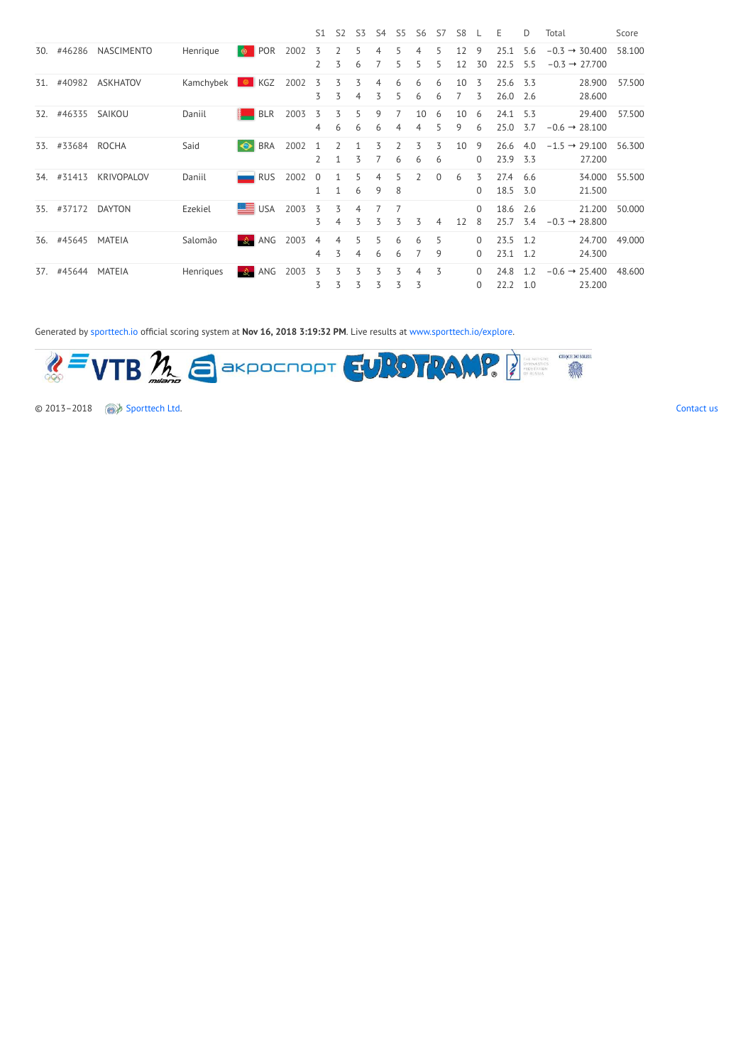| | | | | | | | S1 | S2 | S3 | S4 | S5 | S6 | S7 | S8 | L | E | D | Total | Score |
|---|---|---|---|---|---|---|---|---|---|---|---|---|---|---|---|---|---|---|---|
| 30. | #46286 | NASCIMENTO | Henrique | | POR | 2002 | 3 | 2 | 5 | 4 | 5 | 4 | 5 | 12 | 9 | 25.1 | 5.6 | −0.3 → 30.400 | 58.100 |
| | | | | | | | 2 | 3 | 6 | 7 | 5 | 5 | 5 | 12 | 30 | 22.5 | 5.5 | −0.3 → 27.700 | |
| 31. | #40982 | ASKHATOV | Kamchybek | | KGZ | 2002 | 3 | 3 | 3 | 4 | 6 | 6 | 6 | 10 | 3 | 25.6 | 3.3 | 28.900 | 57.500 |
| | | | | | | | 3 | 3 | 4 | 3 | 5 | 6 | 6 | 7 | 3 | 26.0 | 2.6 | 28.600 | |
| 32. | #46335 | SAIKOU | Daniil | | BLR | 2003 | 3 | 3 | 5 | 9 | 7 | 10 | 6 | 10 | 6 | 24.1 | 5.3 | 29.400 | 57.500 |
| | | | | | | | 4 | 6 | 6 | 6 | 4 | 4 | 5 | 9 | 6 | 25.0 | 3.7 | −0.6 → 28.100 | |
| 33. | #33684 | ROCHA | Said | | BRA | 2002 | 1 | 2 | 1 | 3 | 2 | 3 | 3 | 10 | 9 | 26.6 | 4.0 | −1.5 → 29.100 | 56.300 |
| | | | | | | | 2 | 1 | 3 | 7 | 6 | 6 | 6 | | 0 | 23.9 | 3.3 | 27.200 | |
| 34. | #31413 | KRIVOPALOV | Daniil | | RUS | 2002 | 0 | 1 | 5 | 4 | 5 | 2 | 0 | 6 | 3 | 27.4 | 6.6 | 34.000 | 55.500 |
| | | | | | | | 1 | 1 | 6 | 9 | 8 | | | | 0 | 18.5 | 3.0 | 21.500 | |
| 35. | #37172 | DAYTON | Ezekiel | | USA | 2003 | 3 | 3 | 4 | 7 | 7 | | | | 0 | 18.6 | 2.6 | 21.200 | 50.000 |
| | | | | | | | 3 | 4 | 3 | 3 | 3 | 3 | 4 | 12 | 8 | 25.7 | 3.4 | −0.3 → 28.800 | |
| 36. | #45645 | MATEIA | Salomão | | ANG | 2003 | 4 | 4 | 5 | 5 | 6 | 6 | 5 | | 0 | 23.5 | 1.2 | 24.700 | 49.000 |
| | | | | | | | 4 | 3 | 4 | 6 | 6 | 7 | 9 | | 0 | 23.1 | 1.2 | 24.300 | |
| 37. | #45644 | MATEIA | Henriques | | ANG | 2003 | 3 | 3 | 3 | 3 | 3 | 4 | 3 | | 0 | 24.8 | 1.2 | −0.6 → 25.400 | 48.600 |
| | | | | | | | 3 | 3 | 3 | 3 | 3 | 3 | | | 0 | 22.2 | 1.0 | 23.200 | |

Generated by sporttech.io official scoring system at **Nov 16, 2018 3:19:32 PM**. Live results at www.sporttech.io/explore.

© 2013–2018 Sporttech Ltd.

Contact us